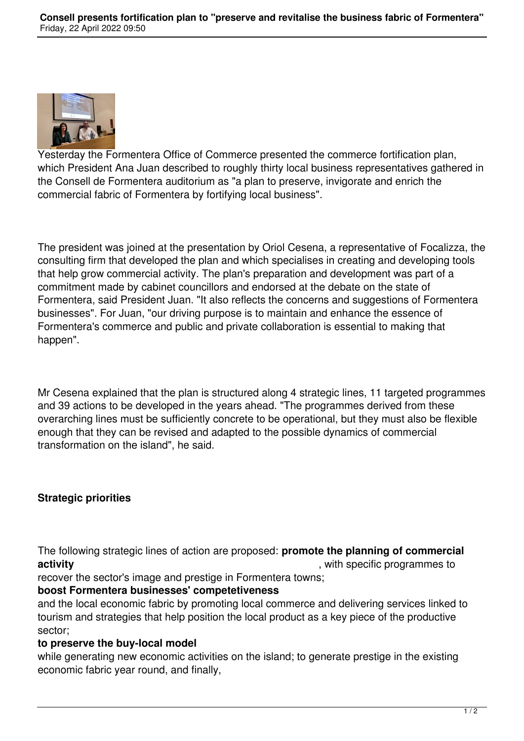Yesterday the Formentera Office of Commerce presented the commerce fortification plan, which President Ana Juan described to roughly thirty local business representatives gathered in the Consell de Formentera auditorium as "a plan to preserve, invigorate and enrich the commercial fabric of Formentera by fortifying local business".

The president was joined at the presentation by Oriol Cesena, a representative of Focalizza, the consulting firm that developed the plan and which specialises in creating and developing tools that help grow commercial activity. The plan's preparation and development was part of a commitment made by cabinet councillors and endorsed at the debate on the state of Formentera, said President Juan. "It also reflects the concerns and suggestions of Formentera businesses". For Juan, "our driving purpose is to maintain and enhance the essence of Formentera's commerce and public and private collaboration is essential to making that happen".

Mr Cesena explained that the plan is structured along 4 strategic lines, 11 targeted programmes and 39 actions to be developed in the years ahead. "The programmes derived from these overarching lines must be sufficiently concrete to be operational, but they must also be flexible enough that they can be revised and adapted to the possible dynamics of commercial transformation on the island", he said.

**Strategic priorities**

The following strategic lines of action are proposed: **promote the planning of commercial activity**, with specific programmes to recover the sector's image and prestige in Formentera towns; **boost Formentera businesses' competetiveness** and the local economic fabric by promoting local commerce and delivering services linked to tourism and strategies that help position the local product as a key piece of the productive sector; **to preserve the buy-local model** while generating new economic activities on the island; to generate prestige in the existing economic fabric year round, and finally,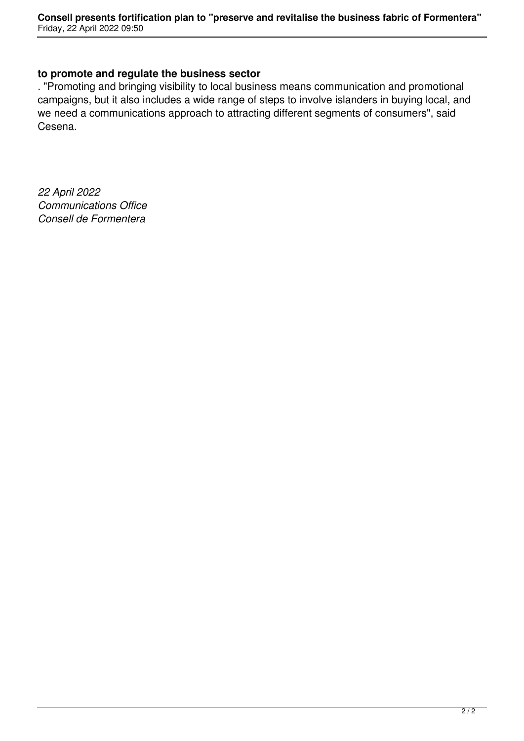**to promote and regulate the business sector**
. "Promoting and bringing visibility to local business means communication and promotional campaigns, but it also includes a wide range of steps to involve islanders in buying local, and we need a communications approach to attracting different segments of consumers", said Cesena.

*22 April 2022*
*Communications Office*
*Consell de Formentera*